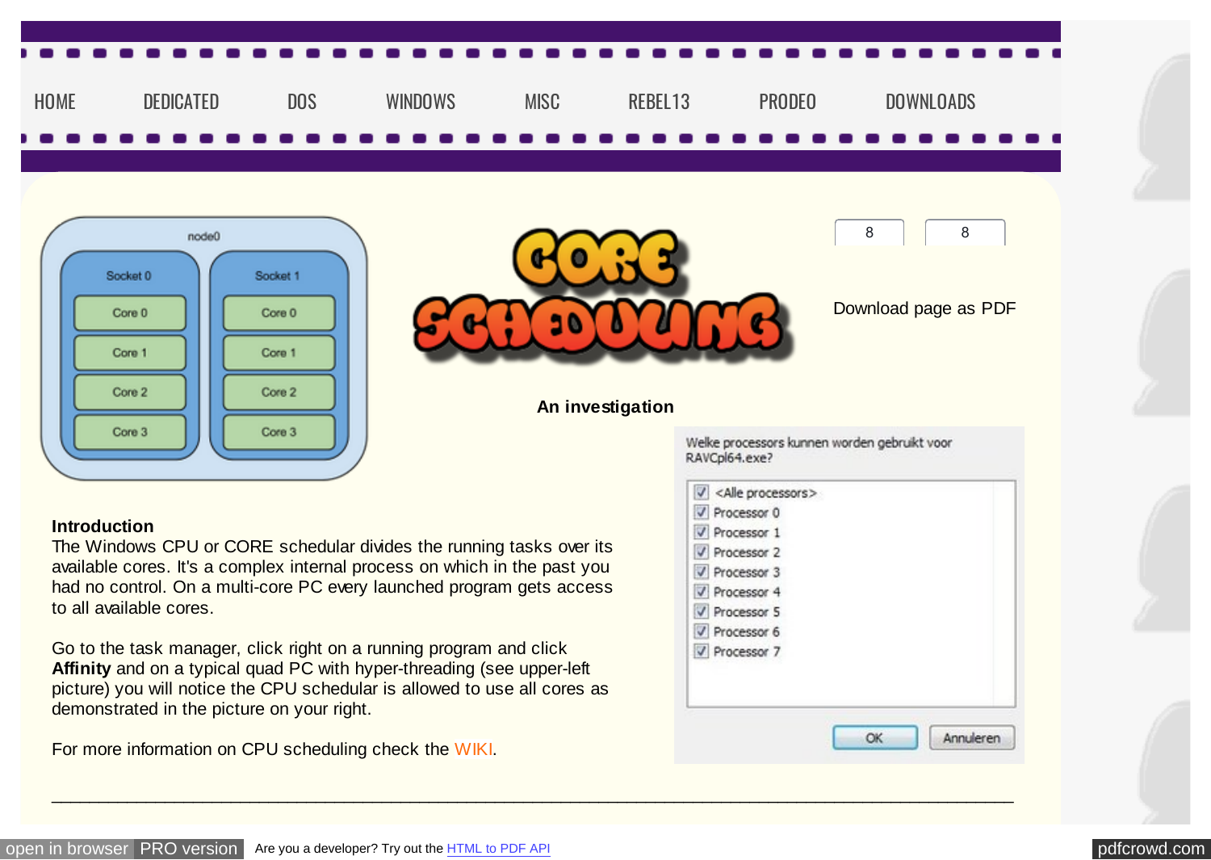HOME DEDICATED DOS WINDOWS MISC REBEL13 PRODEO DOWNLOADS

8 8

Download page as PDF

# CORE SCHEDULING

**An investigation**

**Introduction**

The Windows CPU or CORE schedular divides the running tasks over its available cores. It's a complex internal process on which in the past you had no control. On a multi-core PC every launched program gets access to all available cores.

Go to the task manager, click right on a running program and click **Affinity** and on a typical quad PC with hyper-threading (see upper-left picture) you will notice the CPU schedular is allowed to use all cores as demonstrated in the picture on your right.

For more information on CPU scheduling check the WIKI.

---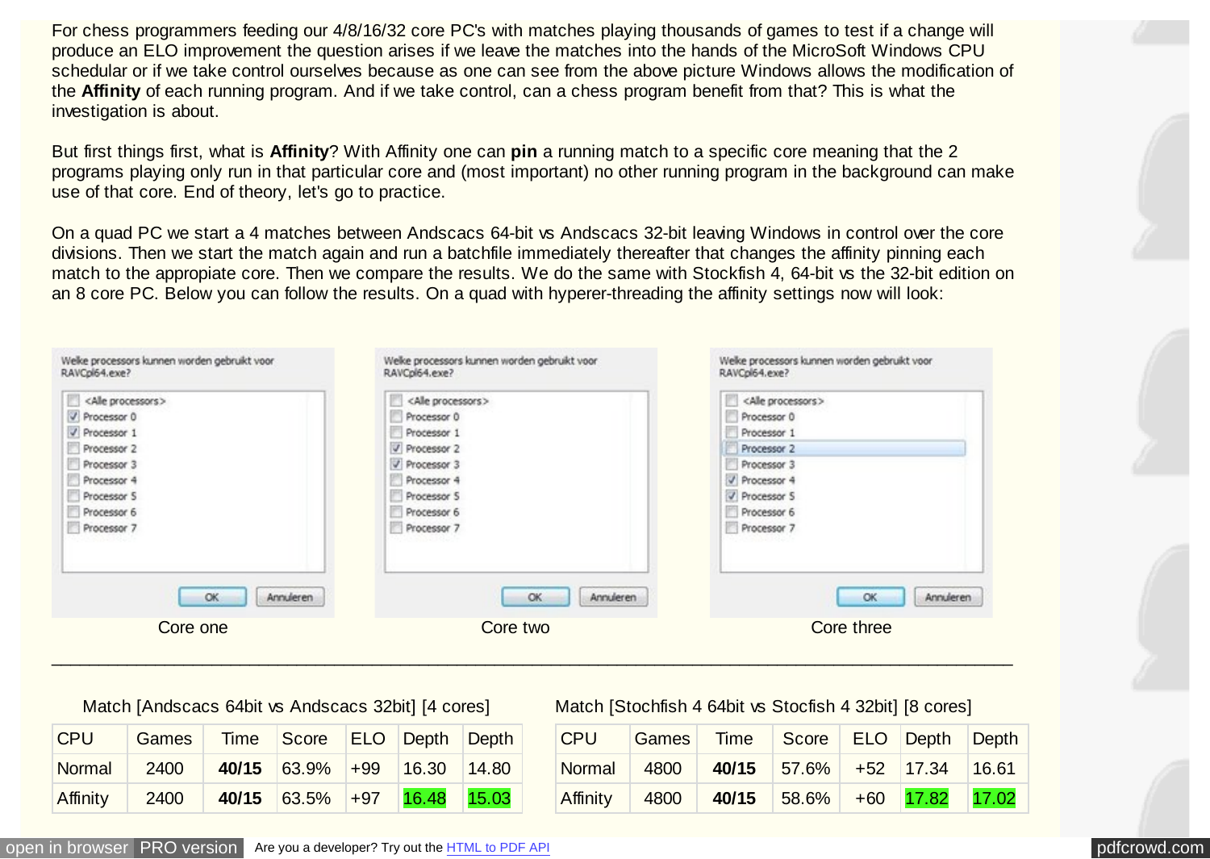For chess programmers feeding our 4/8/16/32 core PC's with matches playing thousands of games to test if a change will produce an ELO improvement the question arises if we leave the matches into the hands of the MicroSoft Windows CPU schedular or if we take control ourselves because as one can see from the above picture Windows allows the modification of the **Affinity** of each running program. And if we take control, can a chess program benefit from that? This is what the investigation is about.

But first things first, what is **Affinity**? With Affinity one can **pin** a running match to a specific core meaning that the 2 programs playing only run in that particular core and (most important) no other running program in the background can make use of that core. End of theory, let's go to practice.

On a quad PC we start a 4 matches between Andscacs 64-bit vs Andscacs 32-bit leaving Windows in control over the core divisions. Then we start the match again and run a batchfile immediately thereafter that changes the affinity pinning each match to the appropiate core. Then we compare the results. We do the same with Stockfish 4, 64-bit vs the 32-bit edition on an 8 core PC. Below you can follow the results. On a quad with hyperer-threading the affinity settings now will look:

Welke processors kunnen worden gebruikt voor RAVCpl64.exe?

- [ ] <Alle processors>
- [x] Processor 0
- [x] Processor 1
- [ ] Processor 2
- [ ] Processor 3
- [ ] Processor 4
- [ ] Processor 5
- [ ] Processor 6
- [ ] Processor 7

OK | Annuleren

Core one

Welke processors kunnen worden gebruikt voor RAVCpl64.exe?

- [ ] <Alle processors>
- [ ] Processor 0
- [ ] Processor 1
- [x] Processor 2
- [x] Processor 3
- [ ] Processor 4
- [ ] Processor 5
- [ ] Processor 6
- [ ] Processor 7

OK | Annuleren

Core two

Welke processors kunnen worden gebruikt voor RAVCpl64.exe?

- [ ] <Alle processors>
- [ ] Processor 0
- [ ] Processor 1
- [ ] Processor 2
- [ ] Processor 3
- [x] Processor 4
- [x] Processor 5
- [ ] Processor 6
- [ ] Processor 7

OK | Annuleren

Core three

---

Match [Andscacs 64bit vs Andscacs 32bit] [4 cores]

| CPU | Games | Time | Score | ELO | Depth | Depth |
|---|---|---|---|---|---|---|
| Normal | 2400 | **40/15** | 63.9% | +99 | 16.30 | 14.80 |
| Affinity | 2400 | **40/15** | 63.5% | +97 | 16.48 | 15.03 |

Match [Stochfish 4 64bit vs Stocfish 4 32bit] [8 cores]

| CPU | Games | Time | Score | ELO | Depth | Depth |
|---|---|---|---|---|---|---|
| Normal | 4800 | **40/15** | 57.6% | +52 | 17.34 | 16.61 |
| Affinity | 4800 | **40/15** | 58.6% | +60 | 17.82 | 17.02 |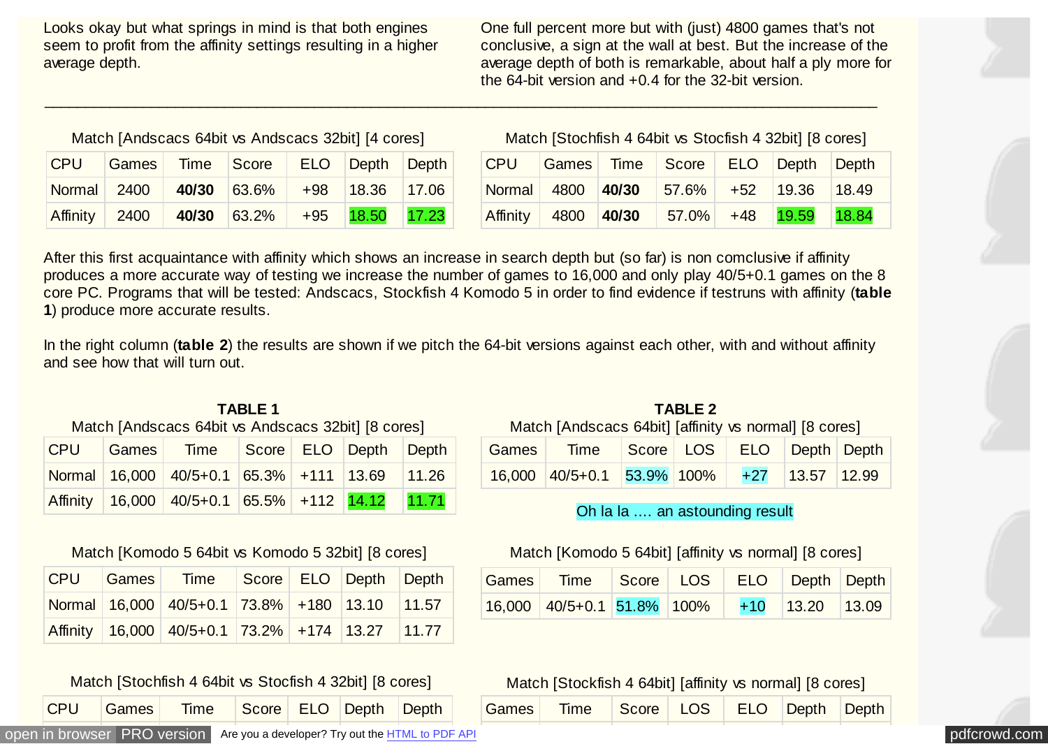Looks okay but what springs in mind is that both engines seem to profit from the affinity settings resulting in a higher average depth.

One full percent more but with (just) 4800 games that's not conclusive, a sign at the wall at best. But the increase of the average depth of both is remarkable, about half a ply more for the 64-bit version and +0.4 for the 32-bit version.

---

Match [Andscacs 64bit vs Andscacs 32bit] [4 cores]

| CPU | Games | Time | Score | ELO | Depth | Depth |
|---|---|---|---|---|---|---|
| Normal | 2400 | **40/30** | 63.6% | +98 | 18.36 | 17.06 |
| Affinity | 2400 | **40/30** | 63.2% | +95 | 18.50 | 17.23 |

Match [Stochfish 4 64bit vs Stocfish 4 32bit] [8 cores]

| CPU | Games | Time | Score | ELO | Depth | Depth |
|---|---|---|---|---|---|---|
| Normal | 4800 | **40/30** | 57.6% | +52 | 19.36 | 18.49 |
| Affinity | 4800 | **40/30** | 57.0% | +48 | 19.59 | 18.84 |

After this first acquaintance with affinity which shows an increase in search depth but (so far) is non comclusive if affinity produces a more accurate way of testing we increase the number of games to 16,000 and only play 40/5+0.1 games on the 8 core PC. Programs that will be tested: Andscacs, Stockfish 4 Komodo 5 in order to find evidence if testruns with affinity (**table 1**) produce more accurate results.

In the right column (**table 2**) the results are shown if we pitch the 64-bit versions against each other, with and without affinity and see how that will turn out.

**TABLE 1**

Match [Andscacs 64bit vs Andscacs 32bit] [8 cores]

| CPU | Games | Time | Score | ELO | Depth | Depth |
|---|---|---|---|---|---|---|
| Normal | 16,000 | 40/5+0.1 | 65.3% | +111 | 13.69 | 11.26 |
| Affinity | 16,000 | 40/5+0.1 | 65.5% | +112 | 14.12 | 11.71 |

Match [Komodo 5 64bit vs Komodo 5 32bit] [8 cores]

| CPU | Games | Time | Score | ELO | Depth | Depth |
|---|---|---|---|---|---|---|
| Normal | 16,000 | 40/5+0.1 | 73.8% | +180 | 13.10 | 11.57 |
| Affinity | 16,000 | 40/5+0.1 | 73.2% | +174 | 13.27 | 11.77 |

Match [Stochfish 4 64bit vs Stocfish 4 32bit] [8 cores]

| CPU | Games | Time | Score | ELO | Depth | Depth |
|---|---|---|---|---|---|---|

**TABLE 2**

Match [Andscacs 64bit] [affinity vs normal] [8 cores]

| Games | Time | Score | LOS | ELO | Depth | Depth |
|---|---|---|---|---|---|---|
| 16,000 | 40/5+0.1 | 53.9% | 100% | +27 | 13.57 | 12.99 |

Oh la la .... an astounding result

Match [Komodo 5 64bit] [affinity vs normal] [8 cores]

| Games | Time | Score | LOS | ELO | Depth | Depth |
|---|---|---|---|---|---|---|
| 16,000 | 40/5+0.1 | 51.8% | 100% | +10 | 13.20 | 13.09 |

Match [Stockfish 4 64bit] [affinity vs normal] [8 cores]

| Games | Time | Score | LOS | ELO | Depth | Depth |
|---|---|---|---|---|---|---|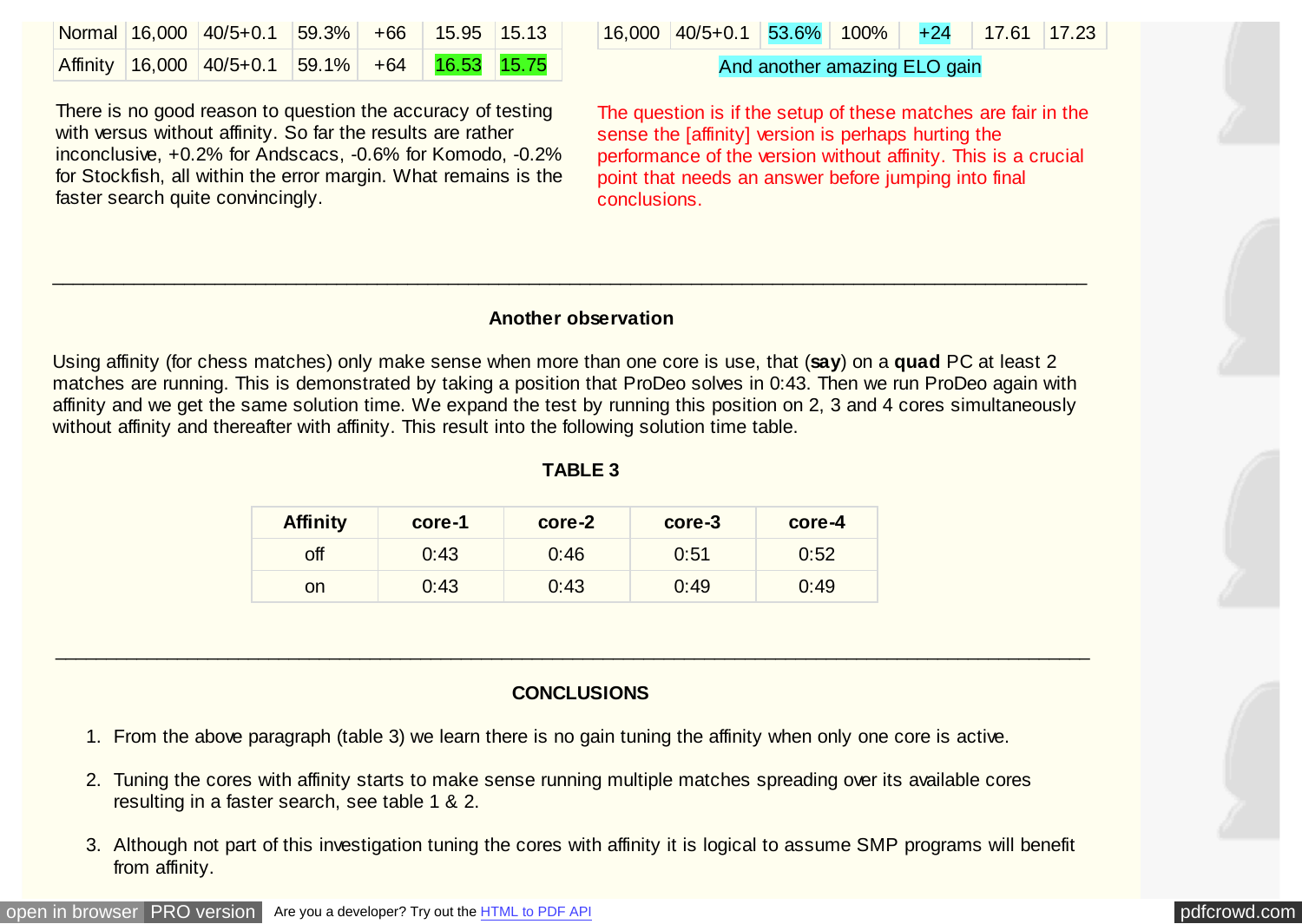| Normal | 16,000 | 40/5+0.1 | 59.3% | +66 | 15.95 | 15.13 |
|---|---|---|---|---|---|---|
| Affinity | 16,000 | 40/5+0.1 | 59.1% | +64 | 16.53 | 15.75 |

There is no good reason to question the accuracy of testing with versus without affinity. So far the results are rather inconclusive, +0.2% for Andscacs, -0.6% for Komodo, -0.2% for Stockfish, all within the error margin. What remains is the faster search quite convincingly.

| 16,000 | 40/5+0.1 | 53.6% | 100% | +24 | 17.61 | 17.23 |
|---|---|---|---|---|---|---|

And another amazing ELO gain

The question is if the setup of these matches are fair in the sense the [affinity] version is perhaps hurting the performance of the version without affinity. This is a crucial point that needs an answer before jumping into final conclusions.

---

### Another observation

Using affinity (for chess matches) only make sense when more than one core is use, that (**say**) on a **quad** PC at least 2 matches are running. This is demonstrated by taking a position that ProDeo solves in 0:43. Then we run ProDeo again with affinity and we get the same solution time. We expand the test by running this position on 2, 3 and 4 cores simultaneously without affinity and thereafter with affinity. This result into the following solution time table.

**TABLE 3**

| Affinity | core-1 | core-2 | core-3 | core-4 |
|---|---|---|---|---|
| off | 0:43 | 0:46 | 0:51 | 0:52 |
| on | 0:43 | 0:43 | 0:49 | 0:49 |

---

### CONCLUSIONS

1. From the above paragraph (table 3) we learn there is no gain tuning the affinity when only one core is active.
2. Tuning the cores with affinity starts to make sense running multiple matches spreading over its available cores resulting in a faster search, see table 1 & 2.
3. Although not part of this investigation tuning the cores with affinity it is logical to assume SMP programs will benefit from affinity.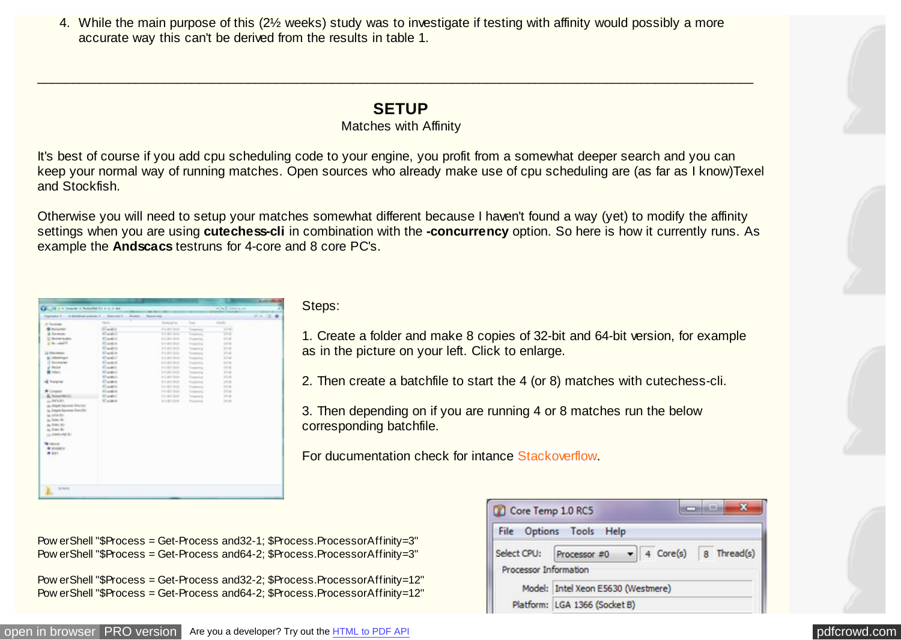4. While the main purpose of this (2½ weeks) study was to investigate if testing with affinity would possibly a more accurate way this can't be derived from the results in table 1.

---

## SETUP

Matches with Affinity

It's best of course if you add cpu scheduling code to your engine, you profit from a somewhat deeper search and you can keep your normal way of running matches. Open sources who already make use of cpu scheduling are (as far as I know)Texel and Stockfish.

Otherwise you will need to setup your matches somewhat different because I haven't found a way (yet) to modify the affinity settings when you are using **cutechess-cli** in combination with the **-concurrency** option. So here is how it currently runs. As example the **Andscacs** testruns for 4-core and 8 core PC's.

Steps:

1. Create a folder and make 8 copies of 32-bit and 64-bit version, for example as in the picture on your left. Click to enlarge.

2. Then create a batchfile to start the 4 (or 8) matches with cutechess-cli.

3. Then depending on if you are running 4 or 8 matches run the below corresponding batchfile.

For ducumentation check for intance Stackoverflow.

```
PowerShell "$Process = Get-Process and32-1; $Process.ProcessorAffinity=3"
PowerShell "$Process = Get-Process and64-2; $Process.ProcessorAffinity=3"

PowerShell "$Process = Get-Process and32-2; $Process.ProcessorAffinity=12"
PowerShell "$Process = Get-Process and64-2; $Process.ProcessorAffinity=12"
```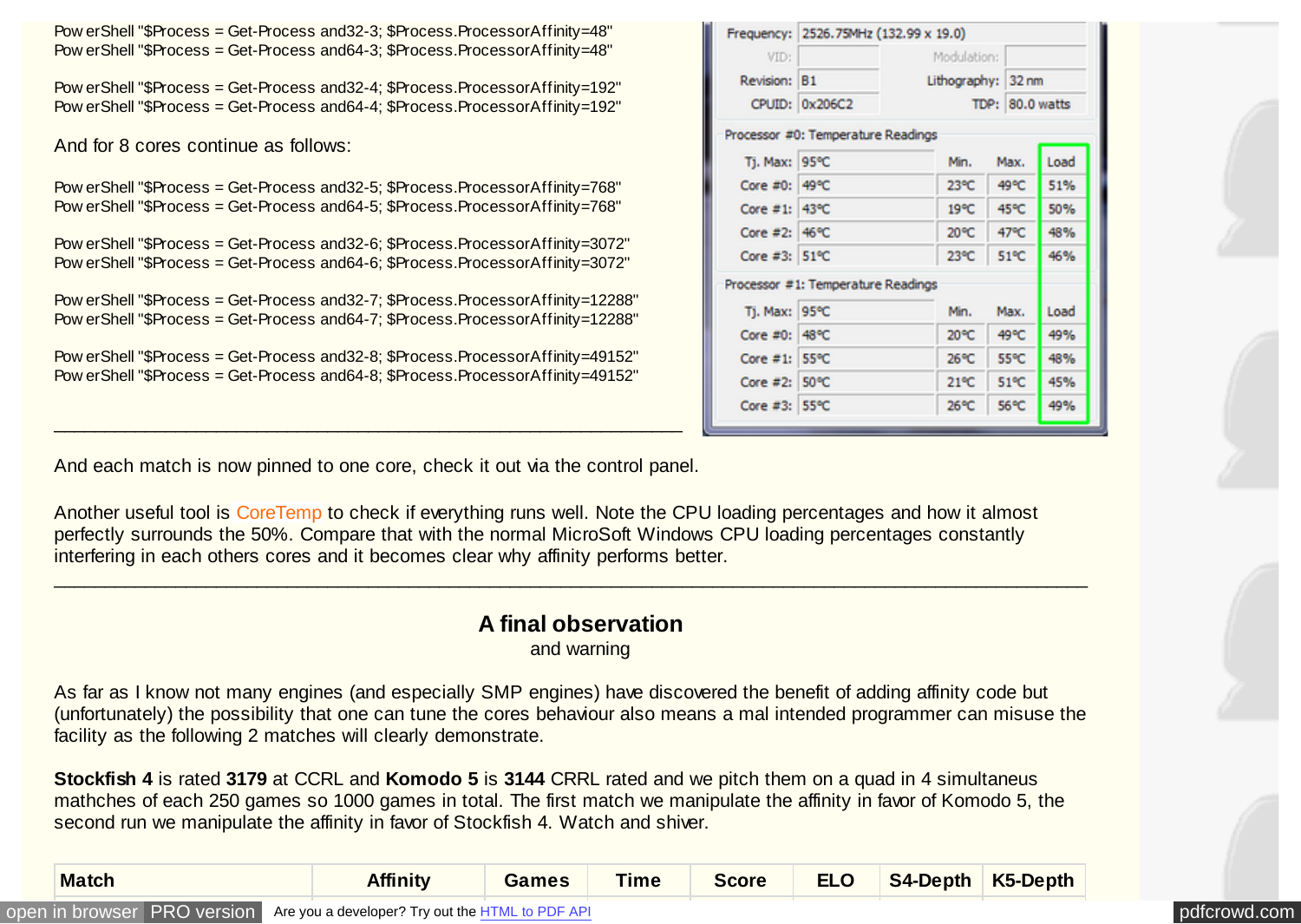PowerShell "$Process = Get-Process and32-3; $Process.ProcessorAffinity=48"
PowerShell "$Process = Get-Process and64-3; $Process.ProcessorAffinity=48"

PowerShell "$Process = Get-Process and32-4; $Process.ProcessorAffinity=192"
PowerShell "$Process = Get-Process and64-4; $Process.ProcessorAffinity=192"

And for 8 cores continue as follows:

PowerShell "$Process = Get-Process and32-5; $Process.ProcessorAffinity=768"
PowerShell "$Process = Get-Process and64-5; $Process.ProcessorAffinity=768"

PowerShell "$Process = Get-Process and32-6; $Process.ProcessorAffinity=3072"
PowerShell "$Process = Get-Process and64-6; $Process.ProcessorAffinity=3072"

PowerShell "$Process = Get-Process and32-7; $Process.ProcessorAffinity=12288"
PowerShell "$Process = Get-Process and64-7; $Process.ProcessorAffinity=12288"

PowerShell "$Process = Get-Process and32-8; $Process.ProcessorAffinity=49152"
PowerShell "$Process = Get-Process and64-8; $Process.ProcessorAffinity=49152"

| Frequency: | 2526.75MHz (132.99 x 19.0) | | |
|---|---|---|---|
| VID: | | Modulation: | |
| Revision: | B1 | Lithography: | 32 nm |
| CPUID: | 0x206C2 | TDP: | 80.0 watts |

**Processor #0: Temperature Readings**

| Tj. Max: | 95°C | Min. | Max. | Load |
|---|---|---|---|---|
| Core #0: | 49°C | 23°C | 49°C | 51% |
| Core #1: | 43°C | 19°C | 45°C | 50% |
| Core #2: | 46°C | 20°C | 47°C | 48% |
| Core #3: | 51°C | 23°C | 51°C | 46% |

**Processor #1: Temperature Readings**

| Tj. Max: | 95°C | Min. | Max. | Load |
|---|---|---|---|---|
| Core #0: | 48°C | 20°C | 49°C | 49% |
| Core #1: | 55°C | 26°C | 55°C | 48% |
| Core #2: | 50°C | 21°C | 51°C | 45% |
| Core #3: | 55°C | 26°C | 56°C | 49% |

---

And each match is now pinned to one core, check it out via the control panel.

Another useful tool is CoreTemp to check if everything runs well. Note the CPU loading percentages and how it almost perfectly surrounds the 50%. Compare that with the normal MicroSoft Windows CPU loading percentages constantly interfering in each others cores and it becomes clear why affinity performs better.

---

## A final observation

and warning

As far as I know not many engines (and especially SMP engines) have discovered the benefit of adding affinity code but (unfortunately) the possibility that one can tune the cores behaviour also means a mal intended programmer can misuse the facility as the following 2 matches will clearly demonstrate.

**Stockfish 4** is rated **3179** at CCRL and **Komodo 5** is **3144** CRRL rated and we pitch them on a quad in 4 simultaneus mathches of each 250 games so 1000 games in total. The first match we manipulate the affinity in favor of Komodo 5, the second run we manipulate the affinity in favor of Stockfish 4. Watch and shiver.

| Match | Affinity | Games | Time | Score | ELO | S4-Depth | K5-Depth |
|---|---|---|---|---|---|---|---|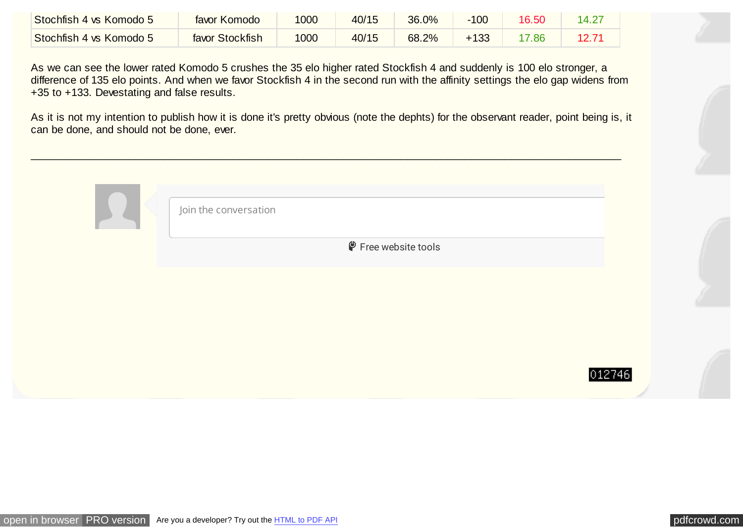| | | | | | | | |
|---|---|---|---|---|---|---|---|
| Stochfish 4 vs Komodo 5 | favor Komodo | 1000 | 40/15 | 36.0% | -100 | 16.50 | 14.27 |
| Stochfish 4 vs Komodo 5 | favor Stockfish | 1000 | 40/15 | 68.2% | +133 | 17.86 | 12.71 |

As we can see the lower rated Komodo 5 crushes the 35 elo higher rated Stockfish 4 and suddenly is 100 elo stronger, a difference of 135 elo points. And when we favor Stockfish 4 in the second run with the affinity settings the elo gap widens from +35 to +133. Devestating and false results.

As it is not my intention to publish how it is done it's pretty obvious (note the dephts) for the observant reader, point being is, it can be done, and should not be done, ever.

---

Join the conversation

Free website tools

012746